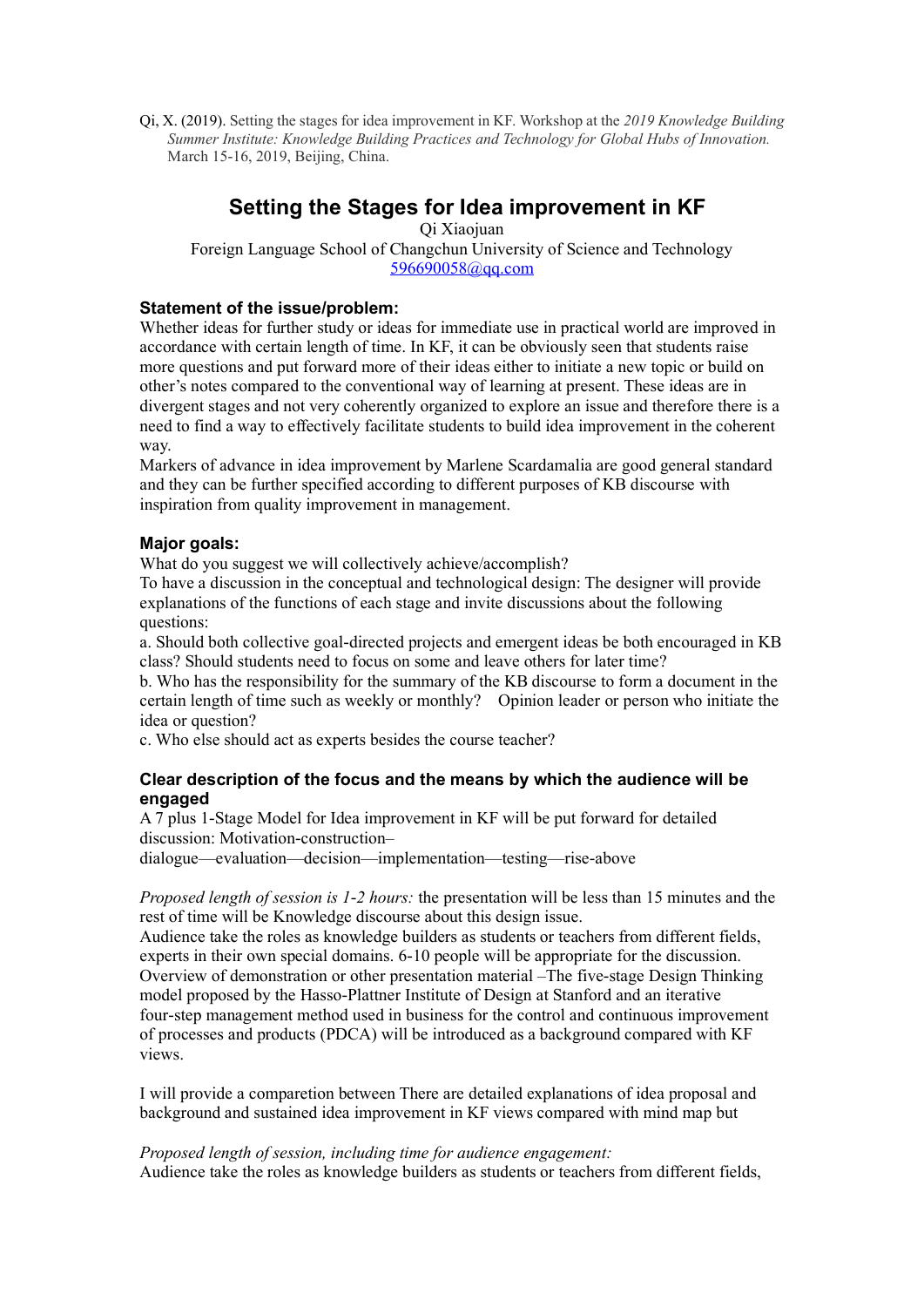Qi, X. (2019). Setting the stages for idea improvement in KF. Workshop at the *2019 Knowledge Building Summer Institute: Knowledge Building Practices and Technology for Global Hubs of Innovation.* March 15-16, 2019, Beijing, China.

# Setting the Stages for Idea improvement in KF

Qi Xiaojuan

Foreign Language School of Changchun University of Science and Technology

596690058@qq.com

### Statement of the issue/problem:

Whether ideas for further study or ideas for immediate use in practical world are improved in accordance with certain length of time. In KF, it can be obviously seen that students raise more questions and put forward more of their ideas either to initiate a new topic or build on other's notes compared to the conventional way of learning at present. These ideas are in divergent stages and not very coherently organized to explore an issue and therefore there is a need to find a way to effectively facilitate students to build idea improvement in the coherent way.

Markers of advance in idea improvement by Marlene Scardamalia are good general standard and they can be further specified according to different purposes of KB discourse with inspiration from quality improvement in management.

### Major goals:

What do you suggest we will collectively achieve/accomplish?

To have a discussion in the conceptual and technological design: The designer will provide explanations of the functions of each stage and invite discussions about the following questions:

a. Should both collective goal-directed projects and emergent ideas be both encouraged in KB class? Should students need to focus on some and leave others for later time?

b. Who has the responsibility for the summary of the KB discourse to form a document in the certain length of time such as weekly or monthly? Opinion leader or person who initiate the idea or question?

c. Who else should act as experts besides the course teacher?

### Clear description of the focus and the means by which the audience will be engaged

A 7 plus 1-Stage Model for Idea improvement in KF will be put forward for detailed discussion: Motivation-construction–dialogue—evaluation—decision—implementation—testing—rise-above

*Proposed length of session is 1-2 hours:* the presentation will be less than 15 minutes and the rest of time will be Knowledge discourse about this design issue.

Audience take the roles as knowledge builders as students or teachers from different fields, experts in their own special domains. 6-10 people will be appropriate for the discussion.

Overview of demonstration or other presentation material –The five-stage Design Thinking model proposed by the Hasso-Plattner Institute of Design at Stanford and an iterative four-step management method used in business for the control and continuous improvement of processes and products (PDCA) will be introduced as a background compared with KF views.

I will provide a comparetion between There are detailed explanations of idea proposal and background and sustained idea improvement in KF views compared with mind map but

*Proposed length of session, including time for audience engagement:*

Audience take the roles as knowledge builders as students or teachers from different fields,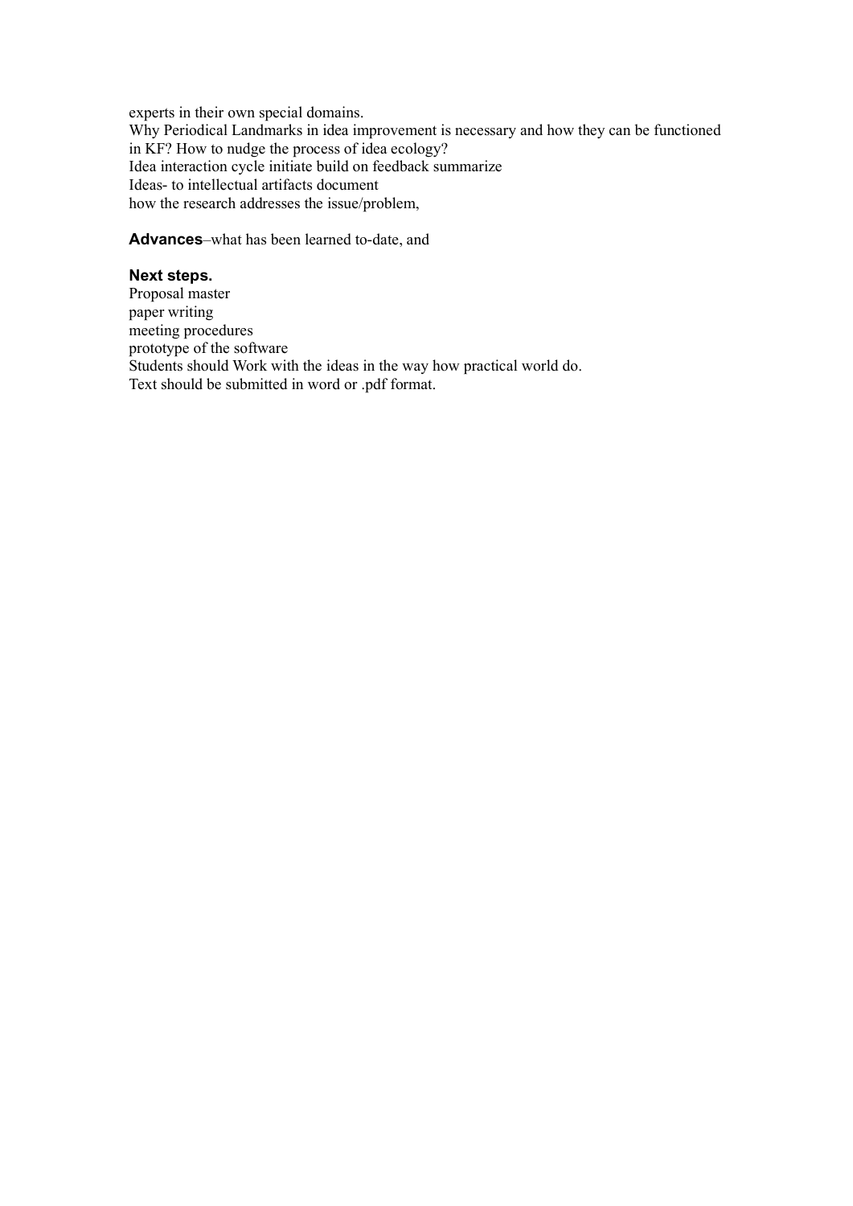experts in their own special domains.
Why Periodical Landmarks in idea improvement is necessary and how they can be functioned in KF? How to nudge the process of idea ecology?
Idea interaction cycle initiate build on feedback summarize
Ideas- to intellectual artifacts document
how the research addresses the issue/problem,

**Advances**–what has been learned to-date, and

**Next steps.**
Proposal master
paper writing
meeting procedures
prototype of the software
Students should Work with the ideas in the way how practical world do.
Text should be submitted in word or .pdf format.